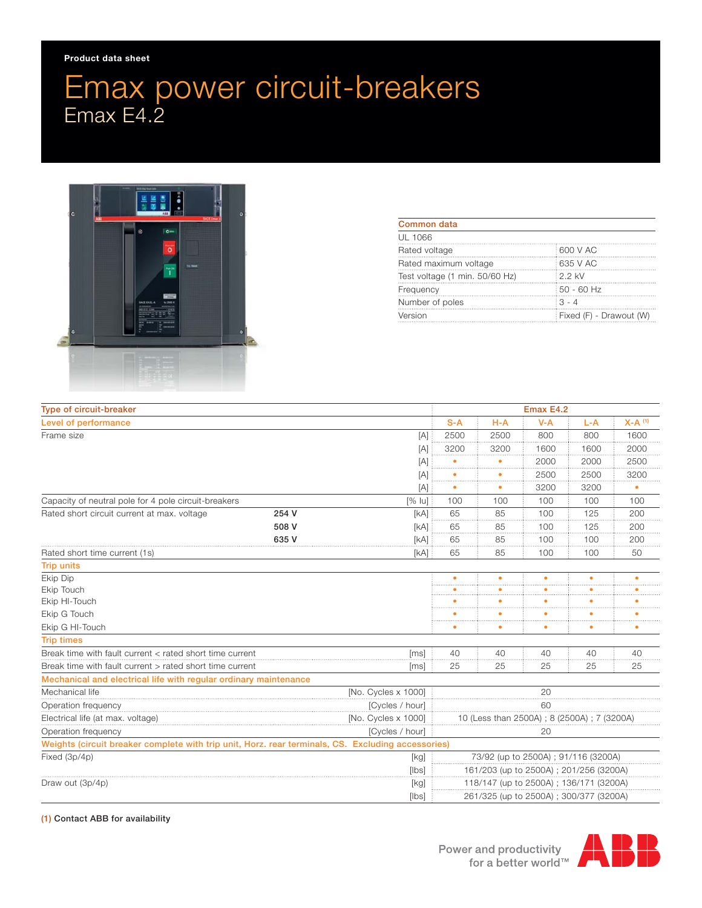Product data sheet

# Emax power circuit-breakers

## Emax E4.2

| Common data | |
|---|---|
| UL 1066 | |
| Rated voltage | 600 V AC |
| Rated maximum voltage | 635 V AC |
| Test voltage (1 min. 50/60 Hz) | 2.2 kV |
| Frequency | 50 - 60 Hz |
| Number of poles | 3 - 4 |
| Version | Fixed (F) - Drawout (W) |

| Type of circuit-breaker | | | Emax E4.2 | | | | |
|---|---|---|---|---|---|---|---|
| **Level of performance** | | | **S-A** | **H-A** | **V-A** | **L-A** | **X-A** [(1)] |
| Frame size | | [A] | 2500 | 2500 | 800 | 800 | 1600 |
| | | [A] | 3200 | 3200 | 1600 | 1600 | 2000 |
| | | [A] | • | • | 2000 | 2000 | 2500 |
| | | [A] | • | • | 2500 | 2500 | 3200 |
| | | [A] | • | • | 3200 | 3200 | • |
| Capacity of neutral pole for 4 pole circuit-breakers | | [% Iu] | 100 | 100 | 100 | 100 | 100 |
| Rated short circuit current at max. voltage | **254 V** | [kA] | 65 | 85 | 100 | 125 | 200 |
| | **508 V** | [kA] | 65 | 85 | 100 | 125 | 200 |
| | **635 V** | [kA] | 65 | 85 | 100 | 100 | 200 |
| Rated short time current (1s) | | [kA] | 65 | 85 | 100 | 100 | 50 |
| **Trip units** | | | | | | | |
| Ekip Dip | | | • | • | • | • | • |
| Ekip Touch | | | • | • | • | • | • |
| Ekip HI-Touch | | | • | • | • | • | • |
| Ekip G Touch | | | • | • | • | • | • |
| Ekip G HI-Touch | | | • | • | • | • | • |
| **Trip times** | | | | | | | |
| Break time with fault current < rated short time current | | [ms] | 40 | 40 | 40 | 40 | 40 |
| Break time with fault current > rated short time current | | [ms] | 25 | 25 | 25 | 25 | 25 |
| **Mechanical and electrical life with regular ordinary maintenance** | | | | | | | |
| Mechanical life | | [No. Cycles x 1000] | 20 | | | | |
| Operation frequency | | [Cycles / hour] | 60 | | | | |
| Electrical life (at max. voltage) | | [No. Cycles x 1000] | 10 (Less than 2500A) ; 8 (2500A) ; 7 (3200A) | | | | |
| Operation frequency | | [Cycles / hour] | 20 | | | | |
| **Weights (circuit breaker complete with trip unit, Horz. rear terminals, CS. Excluding accessories)** | | | | | | | |
| Fixed (3p/4p) | | [kg] | 73/92 (up to 2500A) ; 91/116 (3200A) | | | | |
| | | [lbs] | 161/203 (up to 2500A) ; 201/256 (3200A) | | | | |
| Draw out (3p/4p) | | [kg] | 118/147 (up to 2500A) ; 136/171 (3200A) | | | | |
| | | [lbs] | 261/325 (up to 2500A) ; 300/377 (3200A) | | | | |

(1) **Contact ABB for availability**

Power and productivity for a better world™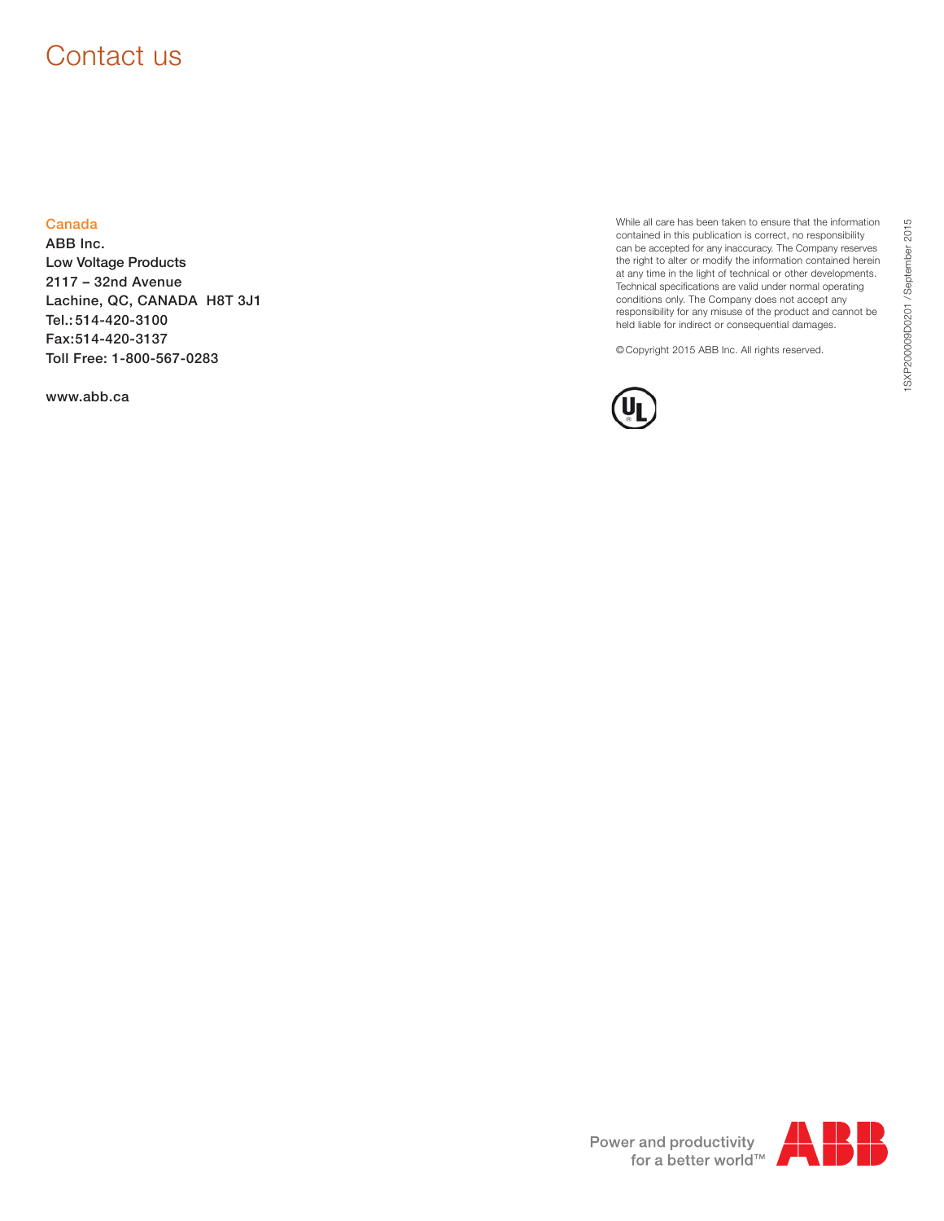# Contact us

**Canada**

ABB Inc.
Low Voltage Products
2117 – 32nd Avenue
Lachine, QC, CANADA H8T 3J1
Tel.: 514-420-3100
Fax: 514-420-3137
Toll Free: 1-800-567-0283

www.abb.ca

While all care has been taken to ensure that the information contained in this publication is correct, no responsibility can be accepted for any inaccuracy. The Company reserves the right to alter or modify the information contained herein at any time in the light of technical or other developments. Technical specifications are valid under normal operating conditions only. The Company does not accept any responsibility for any misuse of the product and cannot be held liable for indirect or consequential damages.

© Copyright 2015 ABB Inc. All rights reserved.

1SXP200009D0201 / September 2015

Power and productivity for a better world™